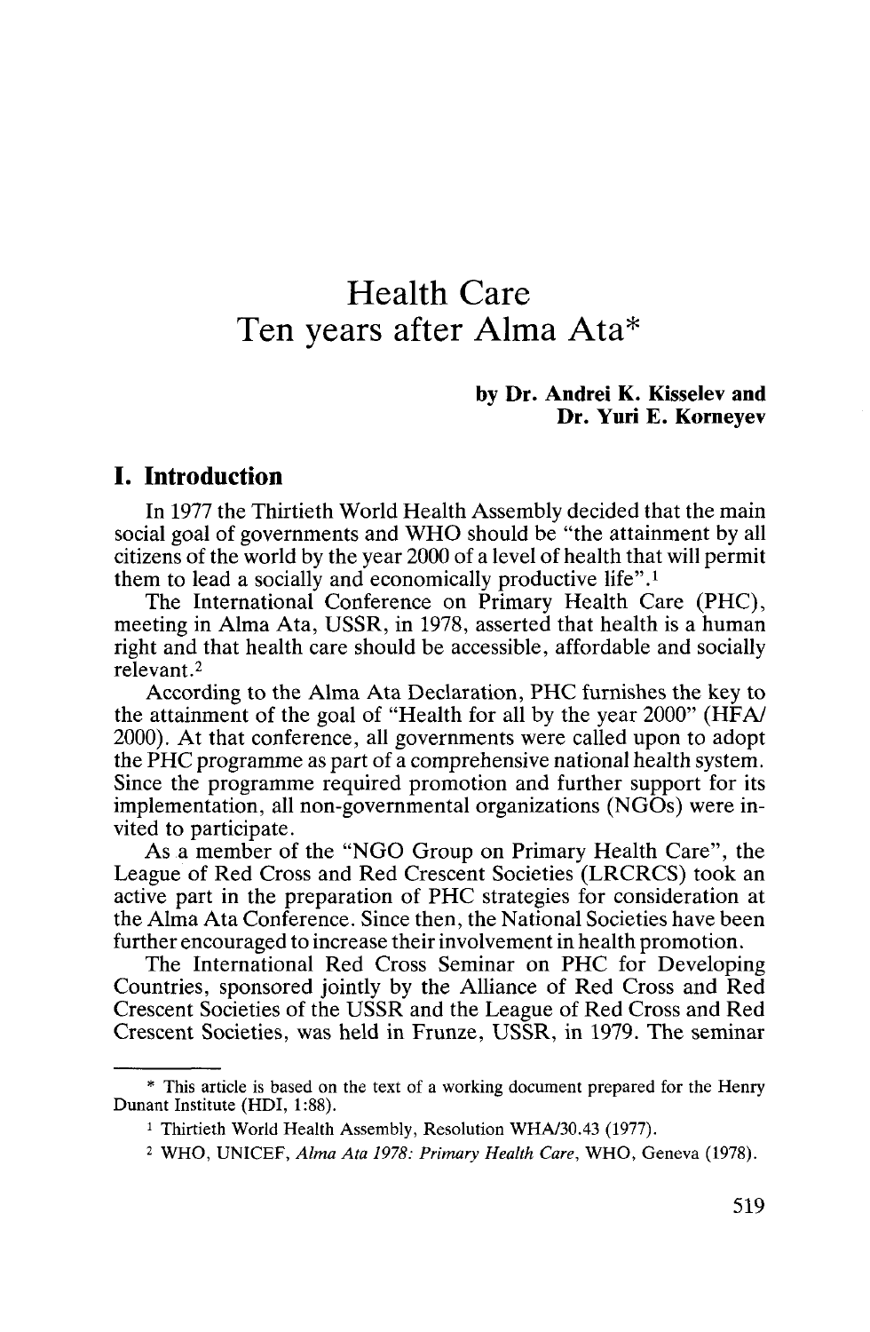# Health Care
# Ten years after Alma Ata*

**by Dr. Andrei K. Kisselev and Dr. Yuri E. Korneyev**

## I. Introduction

In 1977 the Thirtieth World Health Assembly decided that the main social goal of governments and WHO should be "the attainment by all citizens of the world by the year 2000 of a level of health that will permit them to lead a socially and economically productive life".[1]

The International Conference on Primary Health Care (PHC), meeting in Alma Ata, USSR, in 1978, asserted that health is a human right and that health care should be accessible, affordable and socially relevant.[2]

According to the Alma Ata Declaration, PHC furnishes the key to the attainment of the goal of "Health for all by the year 2000" (HFA/2000). At that conference, all governments were called upon to adopt the PHC programme as part of a comprehensive national health system. Since the programme required promotion and further support for its implementation, all non-governmental organizations (NGOs) were invited to participate.

As a member of the "NGO Group on Primary Health Care", the League of Red Cross and Red Crescent Societies (LRCRCS) took an active part in the preparation of PHC strategies for consideration at the Alma Ata Conference. Since then, the National Societies have been further encouraged to increase their involvement in health promotion.

The International Red Cross Seminar on PHC for Developing Countries, sponsored jointly by the Alliance of Red Cross and Red Crescent Societies of the USSR and the League of Red Cross and Red Crescent Societies, was held in Frunze, USSR, in 1979. The seminar

---

\* This article is based on the text of a working document prepared for the Henry Dunant Institute (HDI, 1:88).

[1] Thirtieth World Health Assembly, Resolution WHA/30.43 (1977).

[2] WHO, UNICEF, *Alma Ata 1978: Primary Health Care*, WHO, Geneva (1978).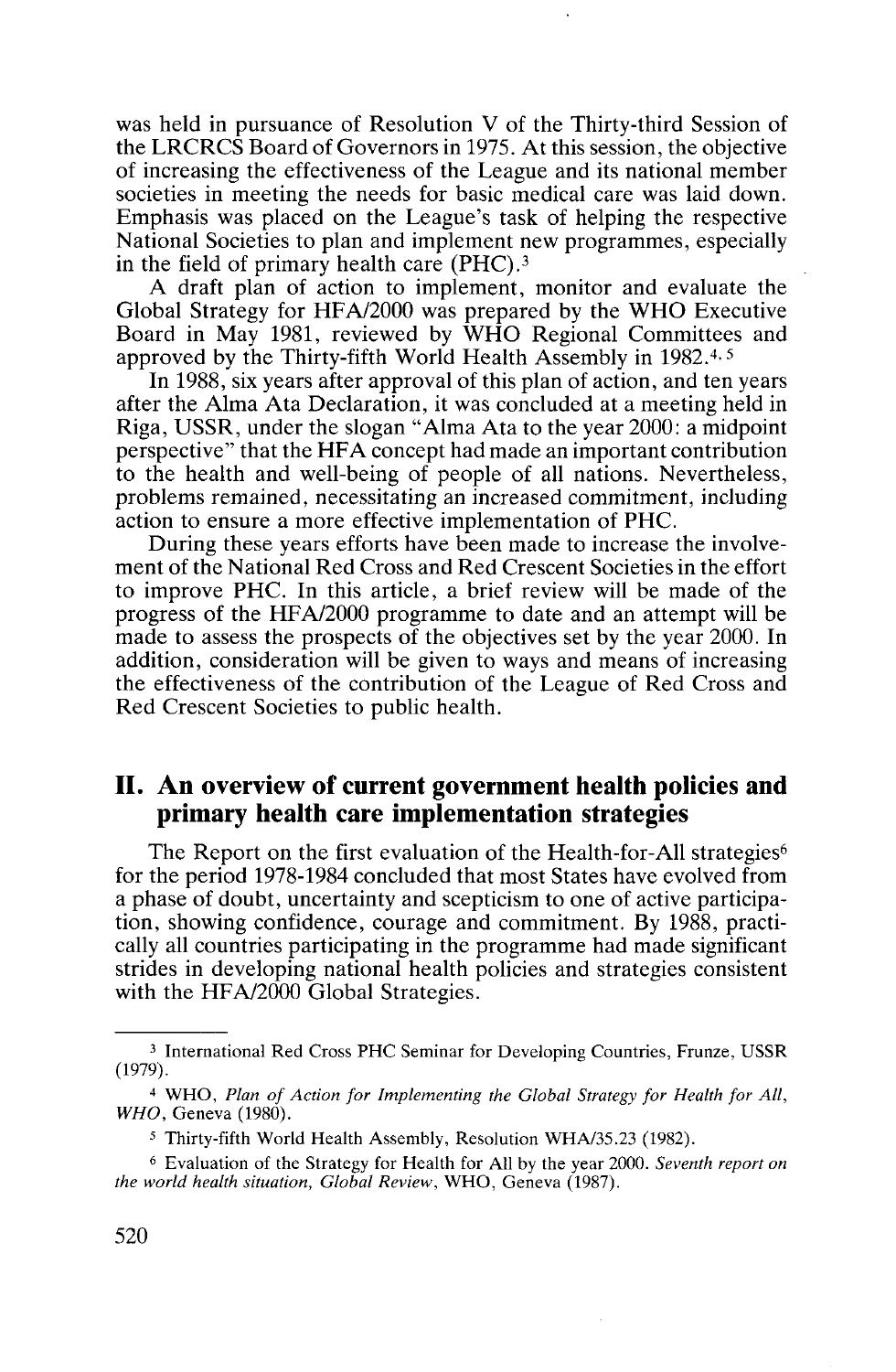was held in pursuance of Resolution V of the Thirty-third Session of the LRCRCS Board of Governors in 1975. At this session, the objective of increasing the effectiveness of the League and its national member societies in meeting the needs for basic medical care was laid down. Emphasis was placed on the League's task of helping the respective National Societies to plan and implement new programmes, especially in the field of primary health care (PHC).[3]

A draft plan of action to implement, monitor and evaluate the Global Strategy for HFA/2000 was prepared by the WHO Executive Board in May 1981, reviewed by WHO Regional Committees and approved by the Thirty-fifth World Health Assembly in 1982.[4, 5]

In 1988, six years after approval of this plan of action, and ten years after the Alma Ata Declaration, it was concluded at a meeting held in Riga, USSR, under the slogan "Alma Ata to the year 2000: a midpoint perspective" that the HFA concept had made an important contribution to the health and well-being of people of all nations. Nevertheless, problems remained, necessitating an increased commitment, including action to ensure a more effective implementation of PHC.

During these years efforts have been made to increase the involvement of the National Red Cross and Red Crescent Societies in the effort to improve PHC. In this article, a brief review will be made of the progress of the HFA/2000 programme to date and an attempt will be made to assess the prospects of the objectives set by the year 2000. In addition, consideration will be given to ways and means of increasing the effectiveness of the contribution of the League of Red Cross and Red Crescent Societies to public health.

## II. An overview of current government health policies and primary health care implementation strategies

The Report on the first evaluation of the Health-for-All strategies[6] for the period 1978-1984 concluded that most States have evolved from a phase of doubt, uncertainty and scepticism to one of active participation, showing confidence, courage and commitment. By 1988, practically all countries participating in the programme had made significant strides in developing national health policies and strategies consistent with the HFA/2000 Global Strategies.

---

[3] International Red Cross PHC Seminar for Developing Countries, Frunze, USSR (1979).

[4] WHO, *Plan of Action for Implementing the Global Strategy for Health for All, WHO*, Geneva (1980).

[5] Thirty-fifth World Health Assembly, Resolution WHA/35.23 (1982).

[6] Evaluation of the Strategy for Health for All by the year 2000. *Seventh report on the world health situation, Global Review*, WHO, Geneva (1987).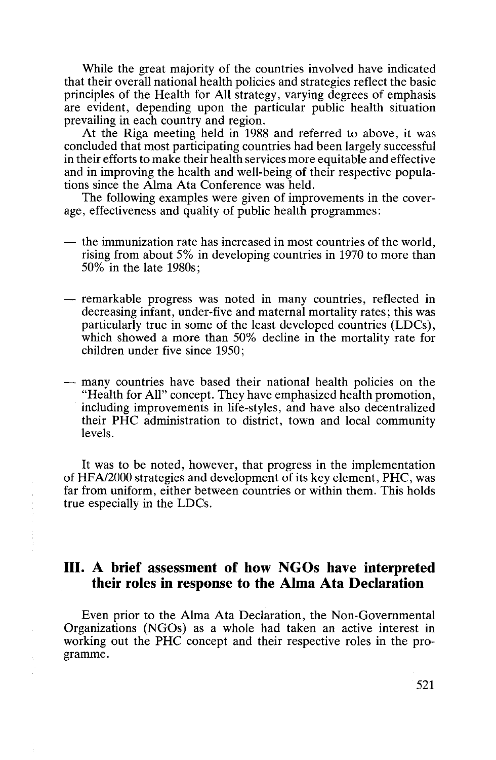While the great majority of the countries involved have indicated that their overall national health policies and strategies reflect the basic principles of the Health for All strategy, varying degrees of emphasis are evident, depending upon the particular public health situation prevailing in each country and region.

At the Riga meeting held in 1988 and referred to above, it was concluded that most participating countries had been largely successful in their efforts to make their health services more equitable and effective and in improving the health and well-being of their respective populations since the Alma Ata Conference was held.

The following examples were given of improvements in the coverage, effectiveness and quality of public health programmes:

— the immunization rate has increased in most countries of the world, rising from about 5% in developing countries in 1970 to more than 50% in the late 1980s;

— remarkable progress was noted in many countries, reflected in decreasing infant, under-five and maternal mortality rates; this was particularly true in some of the least developed countries (LDCs), which showed a more than 50% decline in the mortality rate for children under five since 1950;

— many countries have based their national health policies on the "Health for All" concept. They have emphasized health promotion, including improvements in life-styles, and have also decentralized their PHC administration to district, town and local community levels.

It was to be noted, however, that progress in the implementation of HFA/2000 strategies and development of its key element, PHC, was far from uniform, either between countries or within them. This holds true especially in the LDCs.

## III. A brief assessment of how NGOs have interpreted their roles in response to the Alma Ata Declaration

Even prior to the Alma Ata Declaration, the Non-Governmental Organizations (NGOs) as a whole had taken an active interest in working out the PHC concept and their respective roles in the programme.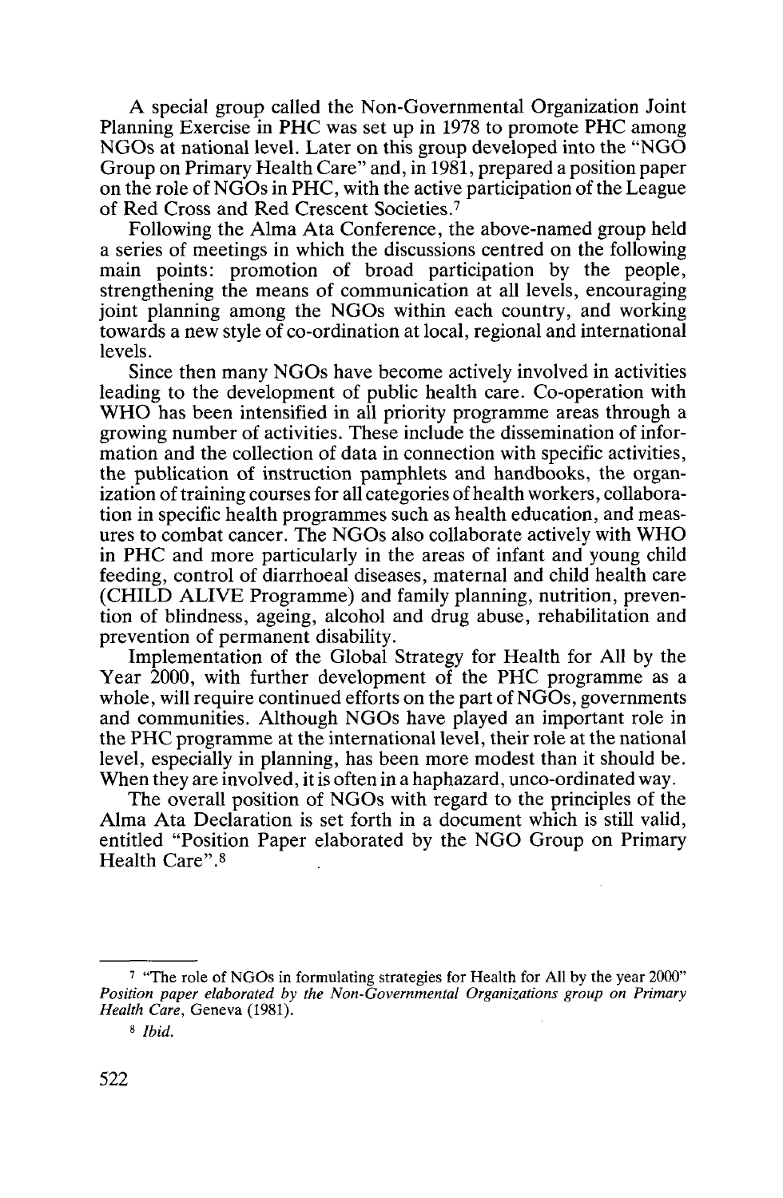A special group called the Non-Governmental Organization Joint Planning Exercise in PHC was set up in 1978 to promote PHC among NGOs at national level. Later on this group developed into the "NGO Group on Primary Health Care" and, in 1981, prepared a position paper on the role of NGOs in PHC, with the active participation of the League of Red Cross and Red Crescent Societies.[7]

Following the Alma Ata Conference, the above-named group held a series of meetings in which the discussions centred on the following main points: promotion of broad participation by the people, strengthening the means of communication at all levels, encouraging joint planning among the NGOs within each country, and working towards a new style of co-ordination at local, regional and international levels.

Since then many NGOs have become actively involved in activities leading to the development of public health care. Co-operation with WHO has been intensified in all priority programme areas through a growing number of activities. These include the dissemination of information and the collection of data in connection with specific activities, the publication of instruction pamphlets and handbooks, the organization of training courses for all categories of health workers, collaboration in specific health programmes such as health education, and measures to combat cancer. The NGOs also collaborate actively with WHO in PHC and more particularly in the areas of infant and young child feeding, control of diarrhoeal diseases, maternal and child health care (CHILD ALIVE Programme) and family planning, nutrition, prevention of blindness, ageing, alcohol and drug abuse, rehabilitation and prevention of permanent disability.

Implementation of the Global Strategy for Health for All by the Year 2000, with further development of the PHC programme as a whole, will require continued efforts on the part of NGOs, governments and communities. Although NGOs have played an important role in the PHC programme at the international level, their role at the national level, especially in planning, has been more modest than it should be. When they are involved, it is often in a haphazard, unco-ordinated way.

The overall position of NGOs with regard to the principles of the Alma Ata Declaration is set forth in a document which is still valid, entitled "Position Paper elaborated by the NGO Group on Primary Health Care".[8]

---

[7] "The role of NGOs in formulating strategies for Health for All by the year 2000" *Position paper elaborated by the Non-Governmental Organizations group on Primary Health Care*, Geneva (1981).

[8] *Ibid.*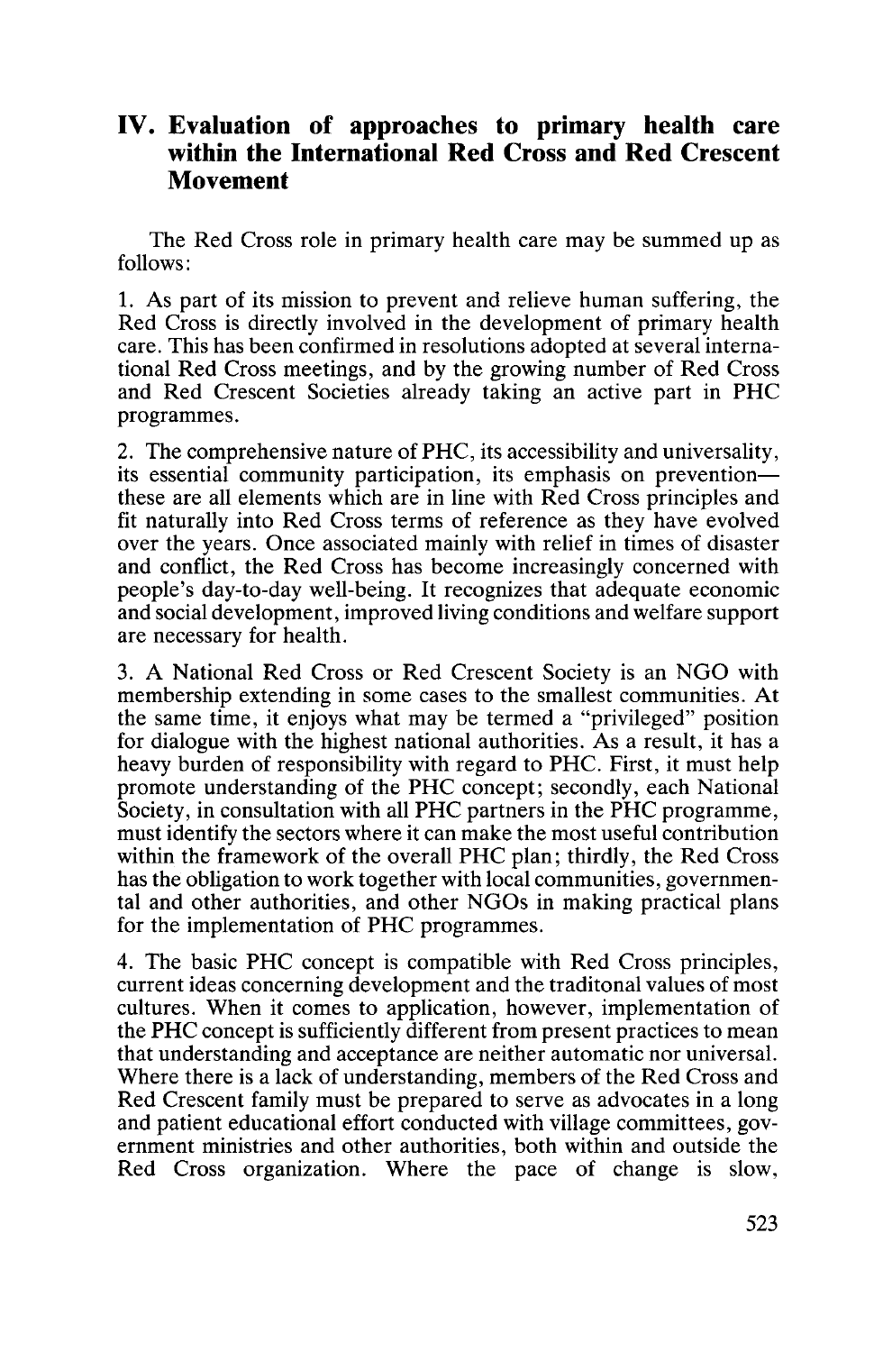## IV. Evaluation of approaches to primary health care within the International Red Cross and Red Crescent Movement

The Red Cross role in primary health care may be summed up as follows:

1. As part of its mission to prevent and relieve human suffering, the Red Cross is directly involved in the development of primary health care. This has been confirmed in resolutions adopted at several international Red Cross meetings, and by the growing number of Red Cross and Red Crescent Societies already taking an active part in PHC programmes.

2. The comprehensive nature of PHC, its accessibility and universality, its essential community participation, its emphasis on prevention—these are all elements which are in line with Red Cross principles and fit naturally into Red Cross terms of reference as they have evolved over the years. Once associated mainly with relief in times of disaster and conflict, the Red Cross has become increasingly concerned with people's day-to-day well-being. It recognizes that adequate economic and social development, improved living conditions and welfare support are necessary for health.

3. A National Red Cross or Red Crescent Society is an NGO with membership extending in some cases to the smallest communities. At the same time, it enjoys what may be termed a "privileged" position for dialogue with the highest national authorities. As a result, it has a heavy burden of responsibility with regard to PHC. First, it must help promote understanding of the PHC concept; secondly, each National Society, in consultation with all PHC partners in the PHC programme, must identify the sectors where it can make the most useful contribution within the framework of the overall PHC plan; thirdly, the Red Cross has the obligation to work together with local communities, governmental and other authorities, and other NGOs in making practical plans for the implementation of PHC programmes.

4. The basic PHC concept is compatible with Red Cross principles, current ideas concerning development and the traditonal values of most cultures. When it comes to application, however, implementation of the PHC concept is sufficiently different from present practices to mean that understanding and acceptance are neither automatic nor universal. Where there is a lack of understanding, members of the Red Cross and Red Crescent family must be prepared to serve as advocates in a long and patient educational effort conducted with village committees, government ministries and other authorities, both within and outside the Red Cross organization. Where the pace of change is slow,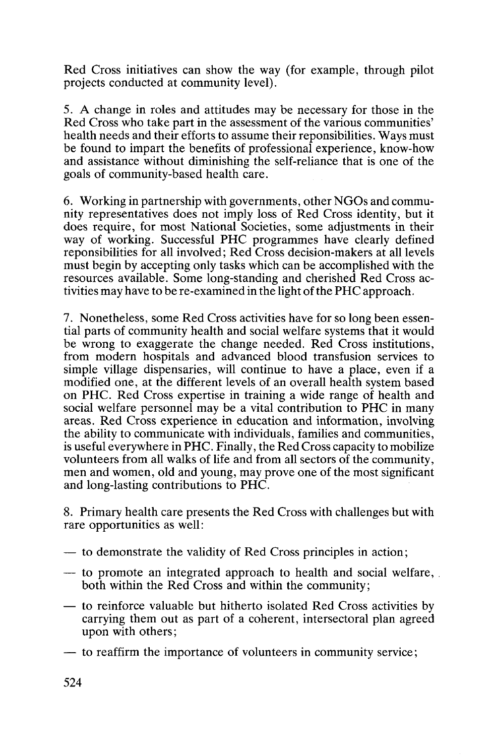Red Cross initiatives can show the way (for example, through pilot projects conducted at community level).

5. A change in roles and attitudes may be necessary for those in the Red Cross who take part in the assessment of the various communities' health needs and their efforts to assume their reponsibilities. Ways must be found to impart the benefits of professional experience, know-how and assistance without diminishing the self-reliance that is one of the goals of community-based health care.

6. Working in partnership with governments, other NGOs and community representatives does not imply loss of Red Cross identity, but it does require, for most National Societies, some adjustments in their way of working. Successful PHC programmes have clearly defined reponsibilities for all involved; Red Cross decision-makers at all levels must begin by accepting only tasks which can be accomplished with the resources available. Some long-standing and cherished Red Cross activities may have to be re-examined in the light of the PHC approach.

7. Nonetheless, some Red Cross activities have for so long been essential parts of community health and social welfare systems that it would be wrong to exaggerate the change needed. Red Cross institutions, from modern hospitals and advanced blood transfusion services to simple village dispensaries, will continue to have a place, even if a modified one, at the different levels of an overall health system based on PHC. Red Cross expertise in training a wide range of health and social welfare personnel may be a vital contribution to PHC in many areas. Red Cross experience in education and information, involving the ability to communicate with individuals, families and communities, is useful everywhere in PHC. Finally, the Red Cross capacity to mobilize volunteers from all walks of life and from all sectors of the community, men and women, old and young, may prove one of the most significant and long-lasting contributions to PHC.

8. Primary health care presents the Red Cross with challenges but with rare opportunities as well:

— to demonstrate the validity of Red Cross principles in action;

— to promote an integrated approach to health and social welfare, both within the Red Cross and within the community;

— to reinforce valuable but hitherto isolated Red Cross activities by carrying them out as part of a coherent, intersectoral plan agreed upon with others;

— to reaffirm the importance of volunteers in community service;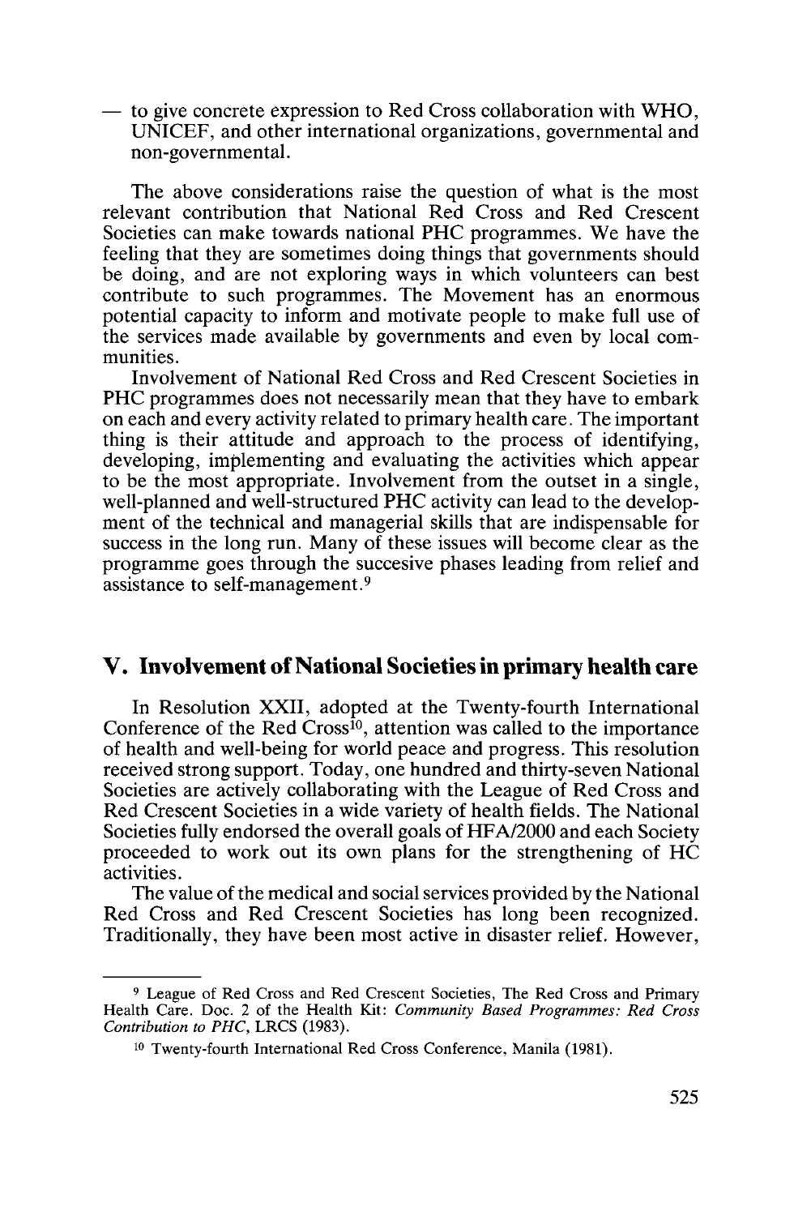— to give concrete expression to Red Cross collaboration with WHO, UNICEF, and other international organizations, governmental and non-governmental.

The above considerations raise the question of what is the most relevant contribution that National Red Cross and Red Crescent Societies can make towards national PHC programmes. We have the feeling that they are sometimes doing things that governments should be doing, and are not exploring ways in which volunteers can best contribute to such programmes. The Movement has an enormous potential capacity to inform and motivate people to make full use of the services made available by governments and even by local communities.

Involvement of National Red Cross and Red Crescent Societies in PHC programmes does not necessarily mean that they have to embark on each and every activity related to primary health care. The important thing is their attitude and approach to the process of identifying, developing, implementing and evaluating the activities which appear to be the most appropriate. Involvement from the outset in a single, well-planned and well-structured PHC activity can lead to the development of the technical and managerial skills that are indispensable for success in the long run. Many of these issues will become clear as the programme goes through the succesive phases leading from relief and assistance to self-management.[9]

## V. Involvement of National Societies in primary health care

In Resolution XXII, adopted at the Twenty-fourth International Conference of the Red Cross[10], attention was called to the importance of health and well-being for world peace and progress. This resolution received strong support. Today, one hundred and thirty-seven National Societies are actively collaborating with the League of Red Cross and Red Crescent Societies in a wide variety of health fields. The National Societies fully endorsed the overall goals of HFA/2000 and each Society proceeded to work out its own plans for the strengthening of HC activities.

The value of the medical and social services provided by the National Red Cross and Red Crescent Societies has long been recognized. Traditionally, they have been most active in disaster relief. However,

---

[9] League of Red Cross and Red Crescent Societies, The Red Cross and Primary Health Care. Doc. 2 of the Health Kit: *Community Based Programmes: Red Cross Contribution to PHC*, LRCS (1983).

[10] Twenty-fourth International Red Cross Conference, Manila (1981).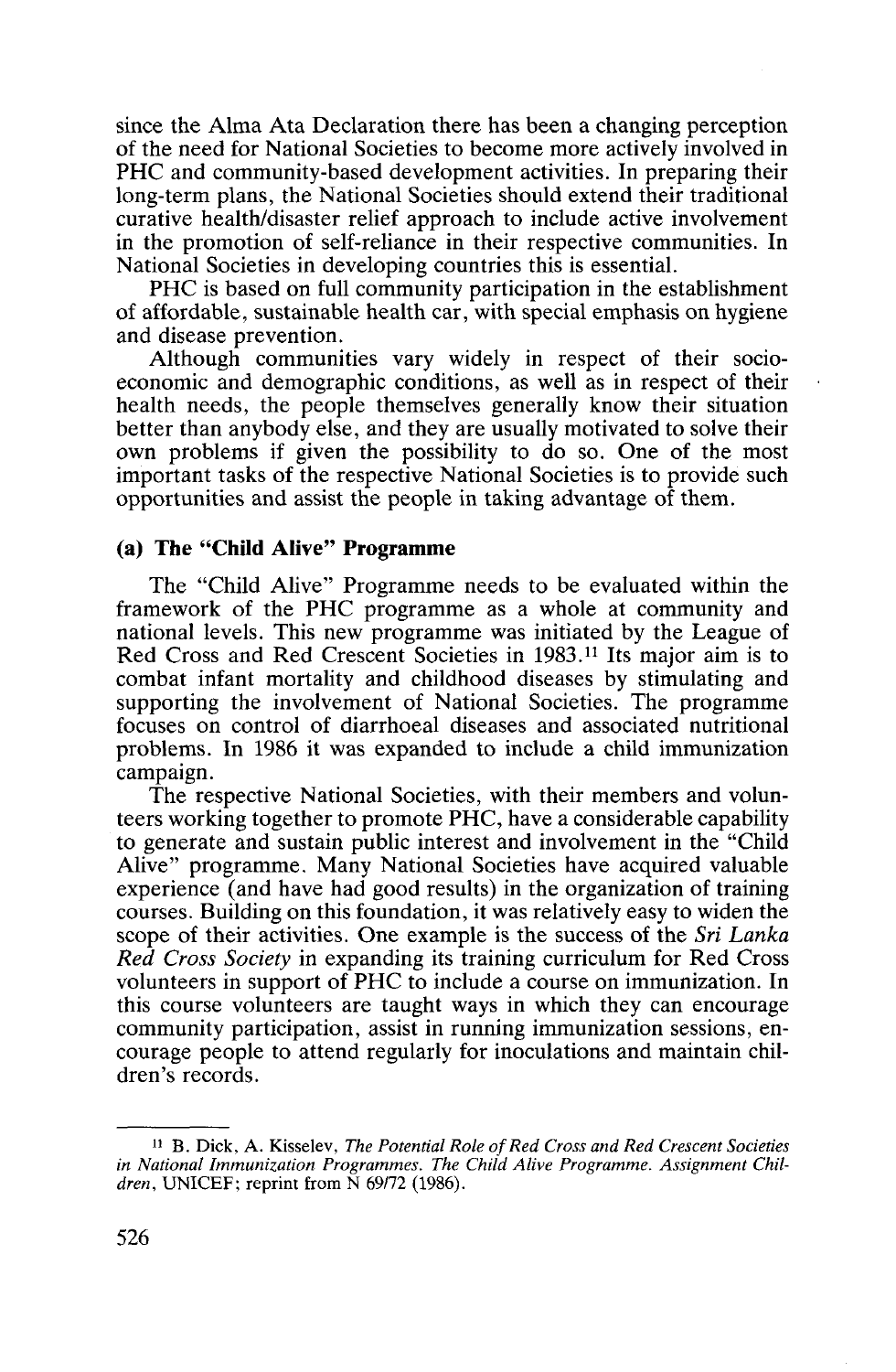since the Alma Ata Declaration there has been a changing perception of the need for National Societies to become more actively involved in PHC and community-based development activities. In preparing their long-term plans, the National Societies should extend their traditional curative health/disaster relief approach to include active involvement in the promotion of self-reliance in their respective communities. In National Societies in developing countries this is essential.

PHC is based on full community participation in the establishment of affordable, sustainable health car, with special emphasis on hygiene and disease prevention.

Although communities vary widely in respect of their socio-economic and demographic conditions, as well as in respect of their health needs, the people themselves generally know their situation better than anybody else, and they are usually motivated to solve their own problems if given the possibility to do so. One of the most important tasks of the respective National Societies is to provide such opportunities and assist the people in taking advantage of them.

#### (a) The "Child Alive" Programme

The "Child Alive" Programme needs to be evaluated within the framework of the PHC programme as a whole at community and national levels. This new programme was initiated by the League of Red Cross and Red Crescent Societies in 1983.[11] Its major aim is to combat infant mortality and childhood diseases by stimulating and supporting the involvement of National Societies. The programme focuses on control of diarrhoeal diseases and associated nutritional problems. In 1986 it was expanded to include a child immunization campaign.

The respective National Societies, with their members and volunteers working together to promote PHC, have a considerable capability to generate and sustain public interest and involvement in the "Child Alive" programme. Many National Societies have acquired valuable experience (and have had good results) in the organization of training courses. Building on this foundation, it was relatively easy to widen the scope of their activities. One example is the success of the *Sri Lanka Red Cross Society* in expanding its training curriculum for Red Cross volunteers in support of PHC to include a course on immunization. In this course volunteers are taught ways in which they can encourage community participation, assist in running immunization sessions, encourage people to attend regularly for inoculations and maintain children's records.

---

[11] B. Dick, A. Kisselev, *The Potential Role of Red Cross and Red Crescent Societies in National Immunization Programmes. The Child Alive Programme. Assignment Children*, UNICEF; reprint from N 69/72 (1986).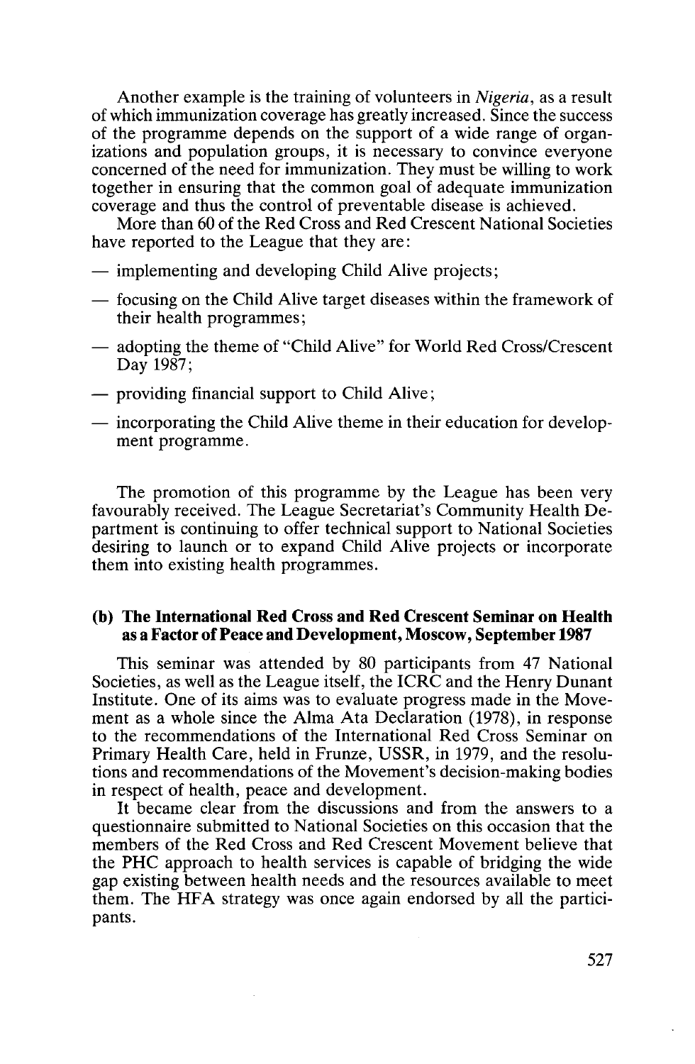Another example is the training of volunteers in *Nigeria*, as a result of which immunization coverage has greatly increased. Since the success of the programme depends on the support of a wide range of organizations and population groups, it is necessary to convince everyone concerned of the need for immunization. They must be willing to work together in ensuring that the common goal of adequate immunization coverage and thus the control of preventable disease is achieved.

More than 60 of the Red Cross and Red Crescent National Societies have reported to the League that they are:

— implementing and developing Child Alive projects;

— focusing on the Child Alive target diseases within the framework of their health programmes;

— adopting the theme of "Child Alive" for World Red Cross/Crescent Day 1987;

— providing financial support to Child Alive;

— incorporating the Child Alive theme in their education for development programme.

The promotion of this programme by the League has been very favourably received. The League Secretariat's Community Health Department is continuing to offer technical support to National Societies desiring to launch or to expand Child Alive projects or incorporate them into existing health programmes.

### (b) The International Red Cross and Red Crescent Seminar on Health as a Factor of Peace and Development, Moscow, September 1987

This seminar was attended by 80 participants from 47 National Societies, as well as the League itself, the ICRC and the Henry Dunant Institute. One of its aims was to evaluate progress made in the Movement as a whole since the Alma Ata Declaration (1978), in response to the recommendations of the International Red Cross Seminar on Primary Health Care, held in Frunze, USSR, in 1979, and the resolutions and recommendations of the Movement's decision-making bodies in respect of health, peace and development.

It became clear from the discussions and from the answers to a questionnaire submitted to National Societies on this occasion that the members of the Red Cross and Red Crescent Movement believe that the PHC approach to health services is capable of bridging the wide gap existing between health needs and the resources available to meet them. The HFA strategy was once again endorsed by all the participants.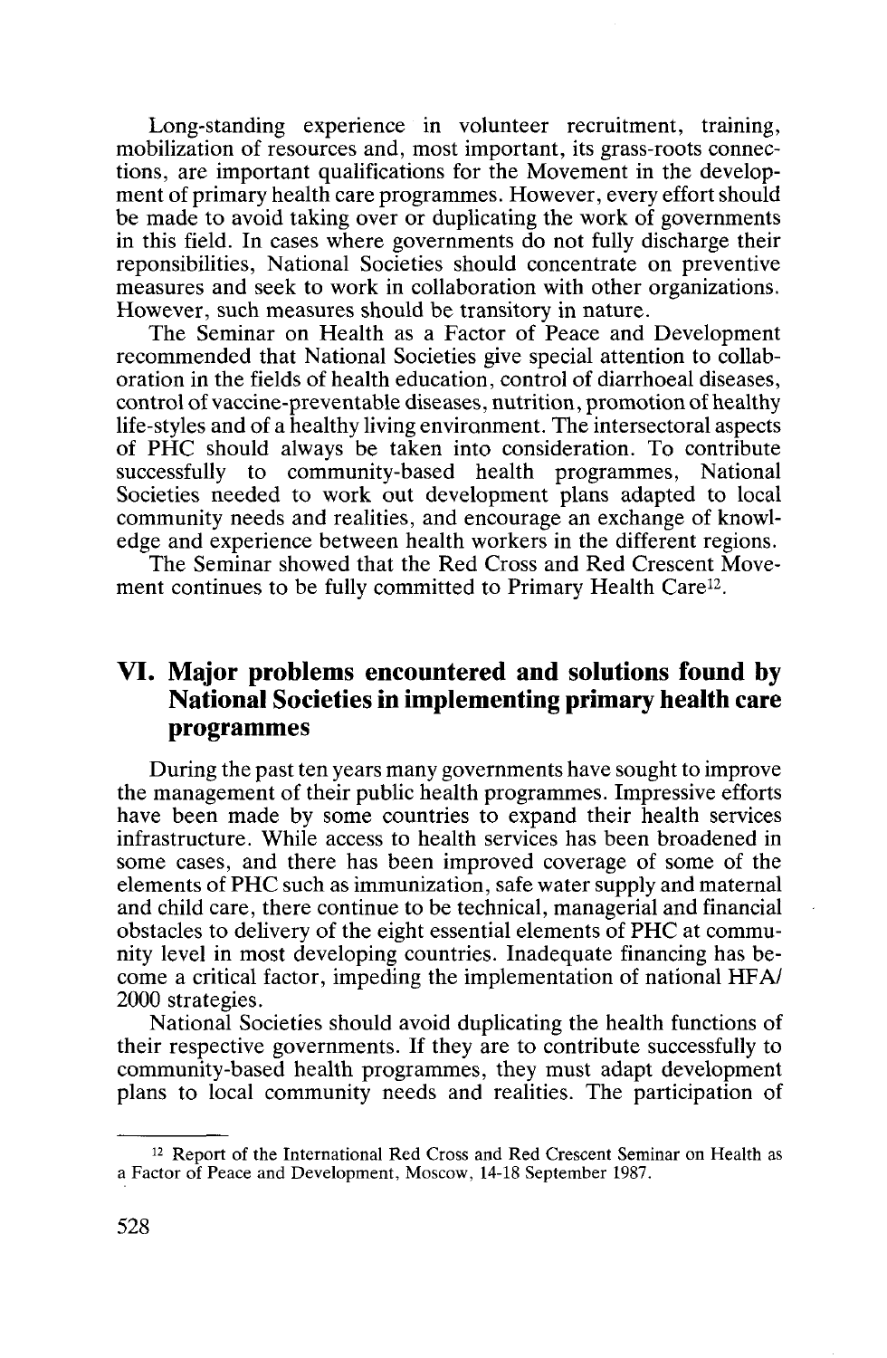Long-standing experience in volunteer recruitment, training, mobilization of resources and, most important, its grass-roots connections, are important qualifications for the Movement in the development of primary health care programmes. However, every effort should be made to avoid taking over or duplicating the work of governments in this field. In cases where governments do not fully discharge their reponsibilities, National Societies should concentrate on preventive measures and seek to work in collaboration with other organizations. However, such measures should be transitory in nature.

The Seminar on Health as a Factor of Peace and Development recommended that National Societies give special attention to collaboration in the fields of health education, control of diarrhoeal diseases, control of vaccine-preventable diseases, nutrition, promotion of healthy life-styles and of a healthy living environment. The intersectoral aspects of PHC should always be taken into consideration. To contribute successfully to community-based health programmes, National Societies needed to work out development plans adapted to local community needs and realities, and encourage an exchange of knowledge and experience between health workers in the different regions.

The Seminar showed that the Red Cross and Red Crescent Movement continues to be fully committed to Primary Health Care[12].

## VI. Major problems encountered and solutions found by National Societies in implementing primary health care programmes

During the past ten years many governments have sought to improve the management of their public health programmes. Impressive efforts have been made by some countries to expand their health services infrastructure. While access to health services has been broadened in some cases, and there has been improved coverage of some of the elements of PHC such as immunization, safe water supply and maternal and child care, there continue to be technical, managerial and financial obstacles to delivery of the eight essential elements of PHC at community level in most developing countries. Inadequate financing has become a critical factor, impeding the implementation of national HFA/2000 strategies.

National Societies should avoid duplicating the health functions of their respective governments. If they are to contribute successfully to community-based health programmes, they must adapt development plans to local community needs and realities. The participation of

[12] Report of the International Red Cross and Red Crescent Seminar on Health as a Factor of Peace and Development, Moscow, 14-18 September 1987.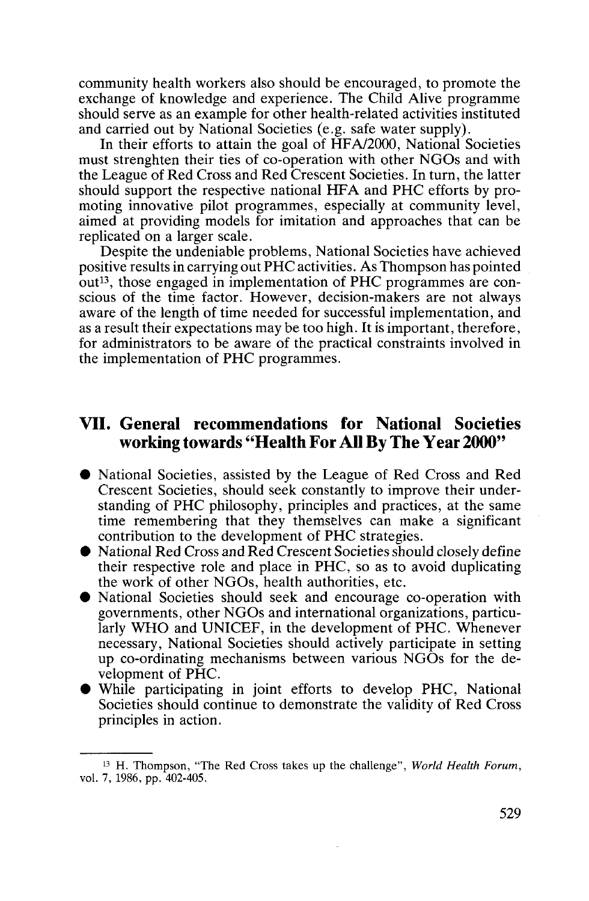community health workers also should be encouraged, to promote the exchange of knowledge and experience. The Child Alive programme should serve as an example for other health-related activities instituted and carried out by National Societies (e.g. safe water supply).

In their efforts to attain the goal of HFA/2000, National Societies must strenghten their ties of co-operation with other NGOs and with the League of Red Cross and Red Crescent Societies. In turn, the latter should support the respective national HFA and PHC efforts by promoting innovative pilot programmes, especially at community level, aimed at providing models for imitation and approaches that can be replicated on a larger scale.

Despite the undeniable problems, National Societies have achieved positive results in carrying out PHC activities. As Thompson has pointed out[13], those engaged in implementation of PHC programmes are conscious of the time factor. However, decision-makers are not always aware of the length of time needed for successful implementation, and as a result their expectations may be too high. It is important, therefore, for administrators to be aware of the practical constraints involved in the implementation of PHC programmes.

## VII. General recommendations for National Societies working towards "Health For All By The Year 2000"

- National Societies, assisted by the League of Red Cross and Red Crescent Societies, should seek constantly to improve their understanding of PHC philosophy, principles and practices, at the same time remembering that they themselves can make a significant contribution to the development of PHC strategies.
- National Red Cross and Red Crescent Societies should closely define their respective role and place in PHC, so as to avoid duplicating the work of other NGOs, health authorities, etc.
- National Societies should seek and encourage co-operation with governments, other NGOs and international organizations, particularly WHO and UNICEF, in the development of PHC. Whenever necessary, National Societies should actively participate in setting up co-ordinating mechanisms between various NGOs for the development of PHC.
- While participating in joint efforts to develop PHC, National Societies should continue to demonstrate the validity of Red Cross principles in action.

---

[13] H. Thompson, "The Red Cross takes up the challenge", *World Health Forum*, vol. 7, 1986, pp. 402-405.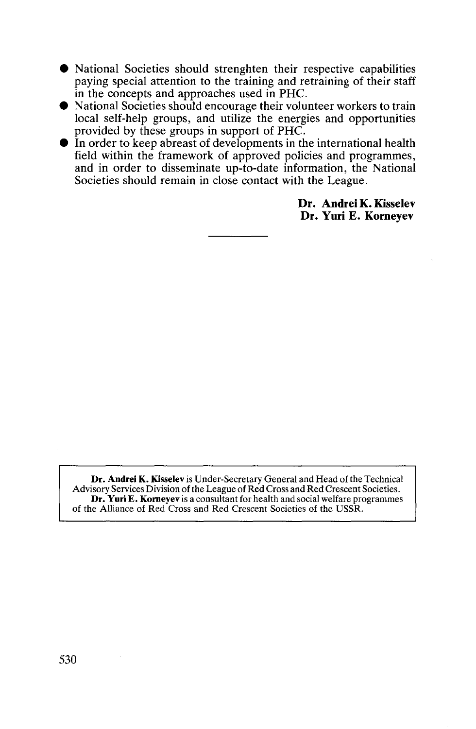- National Societies should strenghten their respective capabilities paying special attention to the training and retraining of their staff in the concepts and approaches used in PHC.
- National Societies should encourage their volunteer workers to train local self-help groups, and utilize the energies and opportunities provided by these groups in support of PHC.
- In order to keep abreast of developments in the international health field within the framework of approved policies and programmes, and in order to disseminate up-to-date information, the National Societies should remain in close contact with the League.

**Dr. Andrei K. Kisselev**
**Dr. Yuri E. Korneyev**

---

**Dr. Andrei K. Kisselev** is Under-Secretary General and Head of the Technical Advisory Services Division of the League of Red Cross and Red Crescent Societies.
**Dr. Yuri E. Korneyev** is a consultant for health and social welfare programmes of the Alliance of Red Cross and Red Crescent Societies of the USSR.